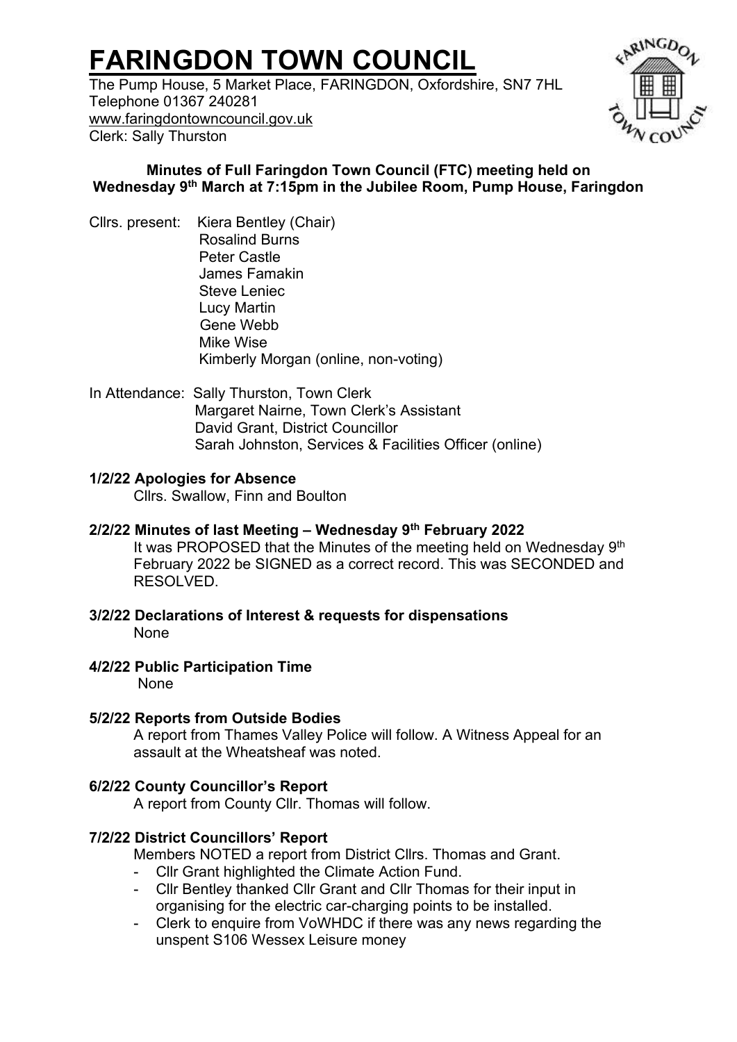# FARINGDON TOWN COUNCIL

The Pump House, 5 Market Place, FARINGDON, Oxfordshire, SN7 7HL
Telephone 01367 240281
www.faringdontowncouncil.gov.uk
Clerk: Sally Thurston

**Minutes of Full Faringdon Town Council (FTC) meeting held on Wednesday 9th March at 7:15pm in the Jubilee Room, Pump House, Faringdon**

Cllrs. present: Kiera Bentley (Chair)
Rosalind Burns
Peter Castle
James Famakin
Steve Leniec
Lucy Martin
Gene Webb
Mike Wise
Kimberly Morgan (online, non-voting)

In Attendance: Sally Thurston, Town Clerk
Margaret Nairne, Town Clerk's Assistant
David Grant, District Councillor
Sarah Johnston, Services & Facilities Officer (online)

**1/2/22 Apologies for Absence**

Cllrs. Swallow, Finn and Boulton

**2/2/22 Minutes of last Meeting – Wednesday 9th February 2022**

It was PROPOSED that the Minutes of the meeting held on Wednesday 9th February 2022 be SIGNED as a correct record. This was SECONDED and RESOLVED.

**3/2/22 Declarations of Interest & requests for dispensations**

None

**4/2/22 Public Participation Time**

None

**5/2/22 Reports from Outside Bodies**

A report from Thames Valley Police will follow. A Witness Appeal for an assault at the Wheatsheaf was noted.

**6/2/22 County Councillor's Report**

A report from County Cllr. Thomas will follow.

**7/2/22 District Councillors' Report**

Members NOTED a report from District Cllrs. Thomas and Grant.

- Cllr Grant highlighted the Climate Action Fund.
- Cllr Bentley thanked Cllr Grant and Cllr Thomas for their input in organising for the electric car-charging points to be installed.
- Clerk to enquire from VoWHDC if there was any news regarding the unspent S106 Wessex Leisure money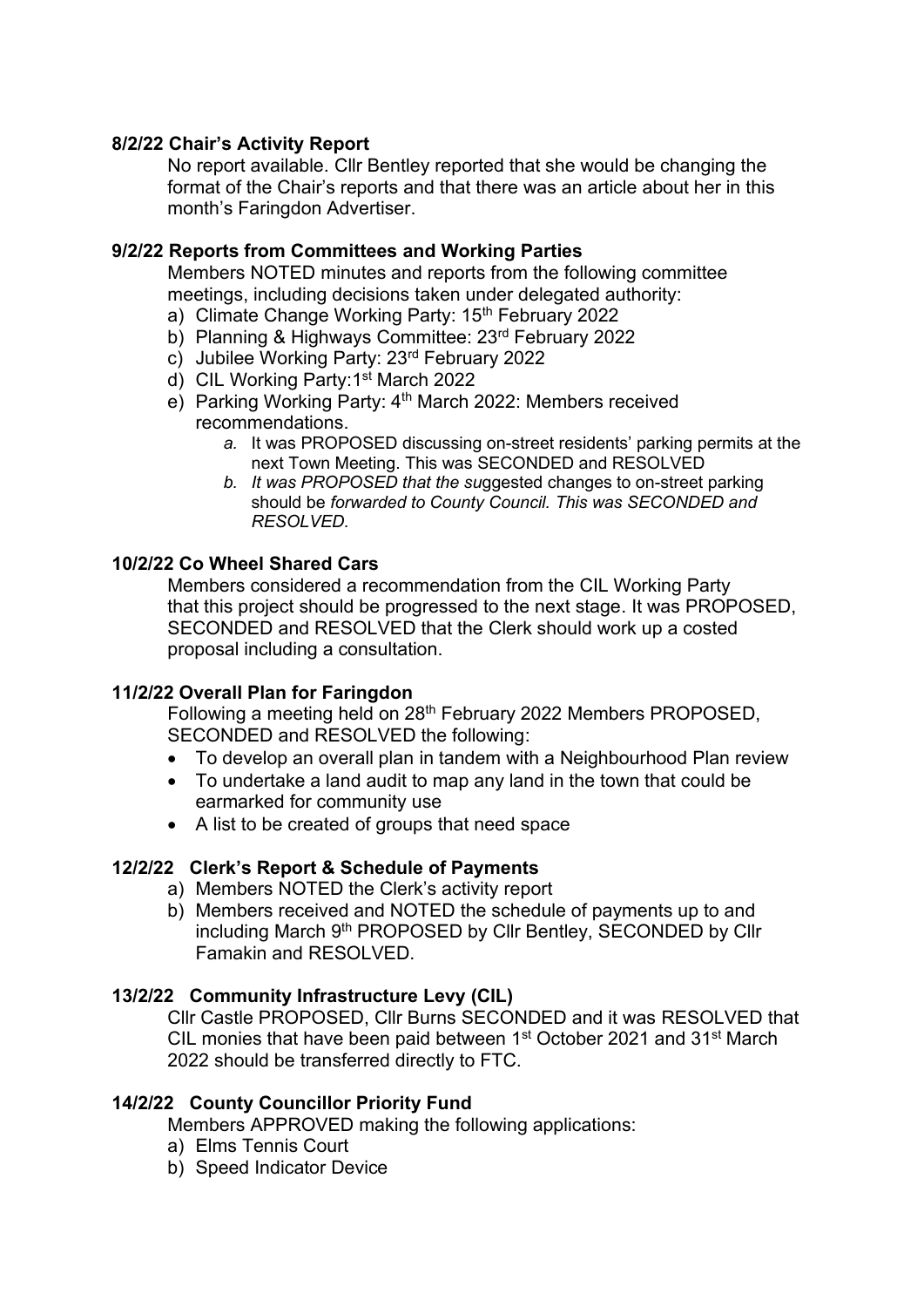**8/2/22 Chair's Activity Report**

No report available. Cllr Bentley reported that she would be changing the format of the Chair's reports and that there was an article about her in this month's Faringdon Advertiser.

**9/2/22 Reports from Committees and Working Parties**

Members NOTED minutes and reports from the following committee meetings, including decisions taken under delegated authority:

a) Climate Change Working Party: 15th February 2022
b) Planning & Highways Committee: 23rd February 2022
c) Jubilee Working Party: 23rd February 2022
d) CIL Working Party:1st March 2022
e) Parking Working Party: 4th March 2022: Members received recommendations.
   a. It was PROPOSED discussing on-street residents' parking permits at the next Town Meeting. This was SECONDED and RESOLVED
   b. *It was PROPOSED that the su*ggested changes to on-street parking should be *forwarded to County Council. This was SECONDED and RESOLVED.*

**10/2/22 Co Wheel Shared Cars**

Members considered a recommendation from the CIL Working Party that this project should be progressed to the next stage. It was PROPOSED, SECONDED and RESOLVED that the Clerk should work up a costed proposal including a consultation.

**11/2/22 Overall Plan for Faringdon**

Following a meeting held on 28th February 2022 Members PROPOSED, SECONDED and RESOLVED the following:

- To develop an overall plan in tandem with a Neighbourhood Plan review
- To undertake a land audit to map any land in the town that could be earmarked for community use
- A list to be created of groups that need space

**12/2/22 Clerk's Report & Schedule of Payments**

a) Members NOTED the Clerk's activity report
b) Members received and NOTED the schedule of payments up to and including March 9th PROPOSED by Cllr Bentley, SECONDED by Cllr Famakin and RESOLVED.

**13/2/22 Community Infrastructure Levy (CIL)**

Cllr Castle PROPOSED, Cllr Burns SECONDED and it was RESOLVED that CIL monies that have been paid between 1st October 2021 and 31st March 2022 should be transferred directly to FTC.

**14/2/22 County Councillor Priority Fund**

Members APPROVED making the following applications:

a) Elms Tennis Court
b) Speed Indicator Device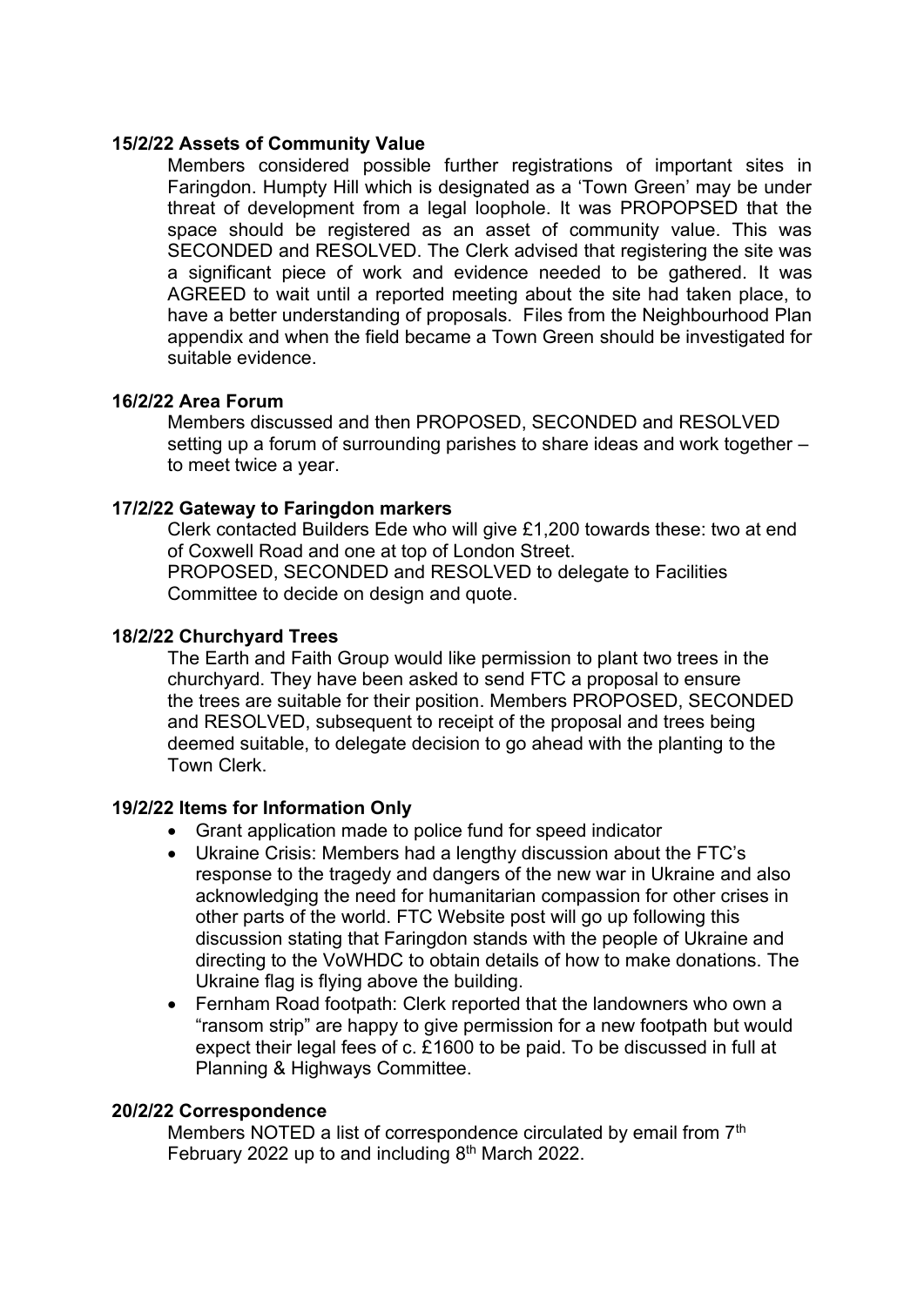**15/2/22 Assets of Community Value**

Members considered possible further registrations of important sites in Faringdon. Humpty Hill which is designated as a 'Town Green' may be under threat of development from a legal loophole. It was PROPOPSED that the space should be registered as an asset of community value. This was SECONDED and RESOLVED. The Clerk advised that registering the site was a significant piece of work and evidence needed to be gathered. It was AGREED to wait until a reported meeting about the site had taken place, to have a better understanding of proposals. Files from the Neighbourhood Plan appendix and when the field became a Town Green should be investigated for suitable evidence.

**16/2/22 Area Forum**

Members discussed and then PROPOSED, SECONDED and RESOLVED setting up a forum of surrounding parishes to share ideas and work together – to meet twice a year.

**17/2/22 Gateway to Faringdon markers**

Clerk contacted Builders Ede who will give £1,200 towards these: two at end of Coxwell Road and one at top of London Street.
PROPOSED, SECONDED and RESOLVED to delegate to Facilities Committee to decide on design and quote.

**18/2/22 Churchyard Trees**

The Earth and Faith Group would like permission to plant two trees in the churchyard. They have been asked to send FTC a proposal to ensure the trees are suitable for their position. Members PROPOSED, SECONDED and RESOLVED, subsequent to receipt of the proposal and trees being deemed suitable, to delegate decision to go ahead with the planting to the Town Clerk.

**19/2/22 Items for Information Only**

- Grant application made to police fund for speed indicator
- Ukraine Crisis: Members had a lengthy discussion about the FTC's response to the tragedy and dangers of the new war in Ukraine and also acknowledging the need for humanitarian compassion for other crises in other parts of the world. FTC Website post will go up following this discussion stating that Faringdon stands with the people of Ukraine and directing to the VoWHDC to obtain details of how to make donations. The Ukraine flag is flying above the building.
- Fernham Road footpath: Clerk reported that the landowners who own a "ransom strip" are happy to give permission for a new footpath but would expect their legal fees of c. £1600 to be paid. To be discussed in full at Planning & Highways Committee.

**20/2/22 Correspondence**

Members NOTED a list of correspondence circulated by email from 7th February 2022 up to and including 8th March 2022.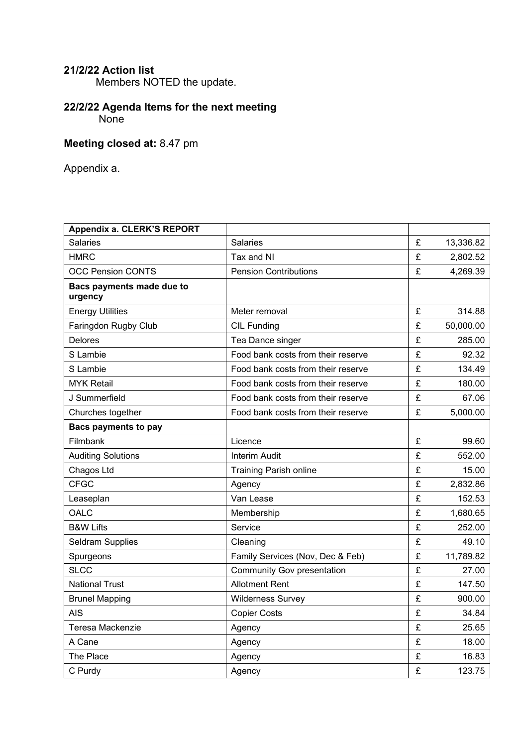**21/2/22 Action list**

Members NOTED the update.

**22/2/22 Agenda Items for the next meeting**

None

**Meeting closed at:** 8.47 pm

Appendix a.

| **Appendix a. CLERK'S REPORT** | | | |
|---|---|---|---|
| Salaries | Salaries | £ | 13,336.82 |
| HMRC | Tax and NI | £ | 2,802.52 |
| OCC Pension CONTS | Pension Contributions | £ | 4,269.39 |
| **Bacs payments made due to urgency** | | | |
| Energy Utilities | Meter removal | £ | 314.88 |
| Faringdon Rugby Club | CIL Funding | £ | 50,000.00 |
| Delores | Tea Dance singer | £ | 285.00 |
| S Lambie | Food bank costs from their reserve | £ | 92.32 |
| S Lambie | Food bank costs from their reserve | £ | 134.49 |
| MYK Retail | Food bank costs from their reserve | £ | 180.00 |
| J Summerfield | Food bank costs from their reserve | £ | 67.06 |
| Churches together | Food bank costs from their reserve | £ | 5,000.00 |
| **Bacs payments to pay** | | | |
| Filmbank | Licence | £ | 99.60 |
| Auditing Solutions | Interim Audit | £ | 552.00 |
| Chagos Ltd | Training Parish online | £ | 15.00 |
| CFGC | Agency | £ | 2,832.86 |
| Leaseplan | Van Lease | £ | 152.53 |
| OALC | Membership | £ | 1,680.65 |
| B&W Lifts | Service | £ | 252.00 |
| Seldram Supplies | Cleaning | £ | 49.10 |
| Spurgeons | Family Services (Nov, Dec & Feb) | £ | 11,789.82 |
| SLCC | Community Gov presentation | £ | 27.00 |
| National Trust | Allotment Rent | £ | 147.50 |
| Brunel Mapping | Wilderness Survey | £ | 900.00 |
| AIS | Copier Costs | £ | 34.84 |
| Teresa Mackenzie | Agency | £ | 25.65 |
| A Cane | Agency | £ | 18.00 |
| The Place | Agency | £ | 16.83 |
| C Purdy | Agency | £ | 123.75 |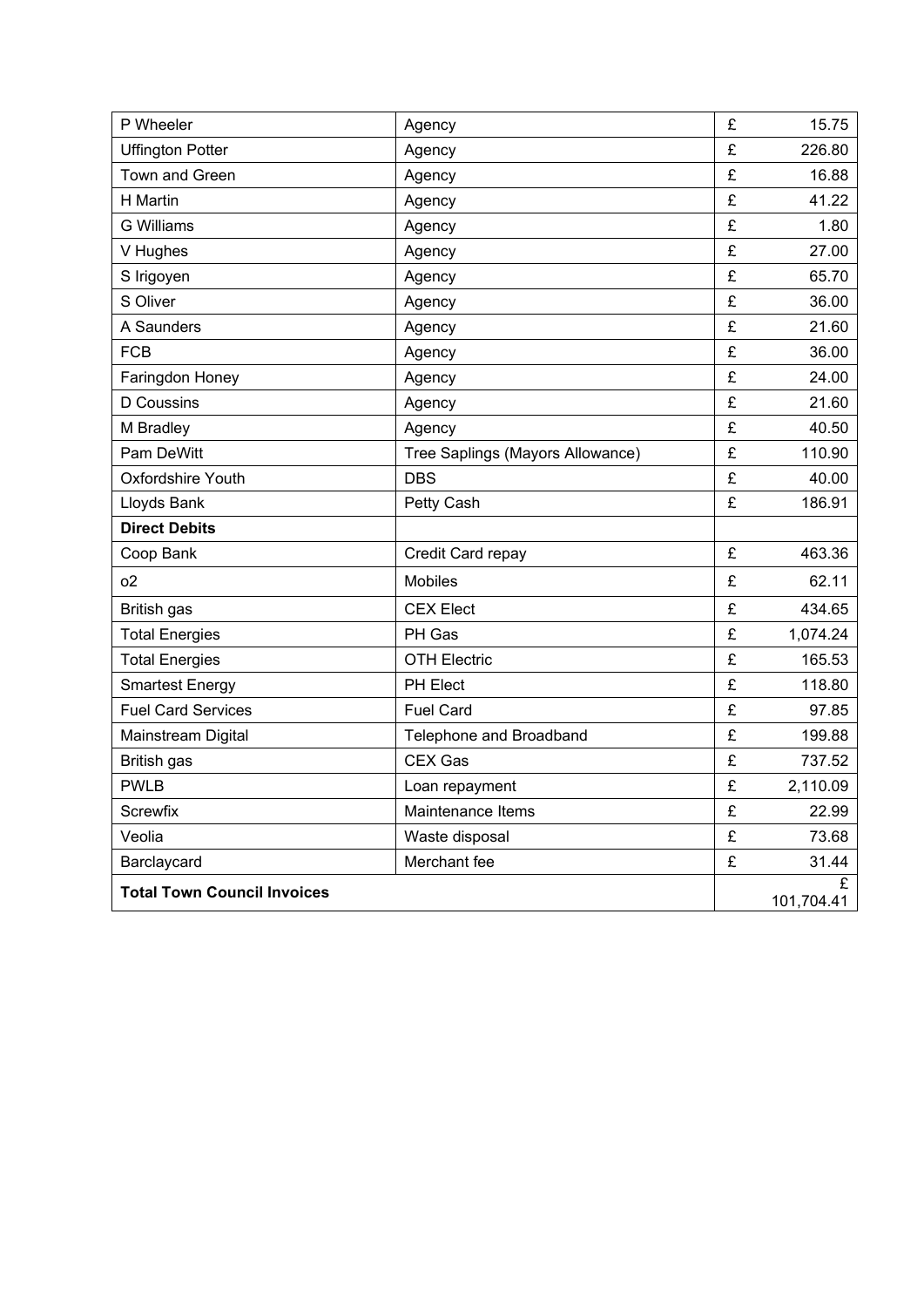| | | | |
|---|---|---|---|
| P Wheeler | Agency | £ | 15.75 |
| Uffington Potter | Agency | £ | 226.80 |
| Town and Green | Agency | £ | 16.88 |
| H Martin | Agency | £ | 41.22 |
| G Williams | Agency | £ | 1.80 |
| V Hughes | Agency | £ | 27.00 |
| S Irigoyen | Agency | £ | 65.70 |
| S Oliver | Agency | £ | 36.00 |
| A Saunders | Agency | £ | 21.60 |
| FCB | Agency | £ | 36.00 |
| Faringdon Honey | Agency | £ | 24.00 |
| D Coussins | Agency | £ | 21.60 |
| M Bradley | Agency | £ | 40.50 |
| Pam DeWitt | Tree Saplings (Mayors Allowance) | £ | 110.90 |
| Oxfordshire Youth | DBS | £ | 40.00 |
| Lloyds Bank | Petty Cash | £ | 186.91 |
| **Direct Debits** | | | |
| Coop Bank | Credit Card repay | £ | 463.36 |
| o2 | Mobiles | £ | 62.11 |
| British gas | CEX Elect | £ | 434.65 |
| Total Energies | PH Gas | £ | 1,074.24 |
| Total Energies | OTH Electric | £ | 165.53 |
| Smartest Energy | PH Elect | £ | 118.80 |
| Fuel Card Services | Fuel Card | £ | 97.85 |
| Mainstream Digital | Telephone and Broadband | £ | 199.88 |
| British gas | CEX Gas | £ | 737.52 |
| PWLB | Loan repayment | £ | 2,110.09 |
| Screwfix | Maintenance Items | £ | 22.99 |
| Veolia | Waste disposal | £ | 73.68 |
| Barclaycard | Merchant fee | £ | 31.44 |
| **Total Town Council Invoices** | | £ | 101,704.41 |